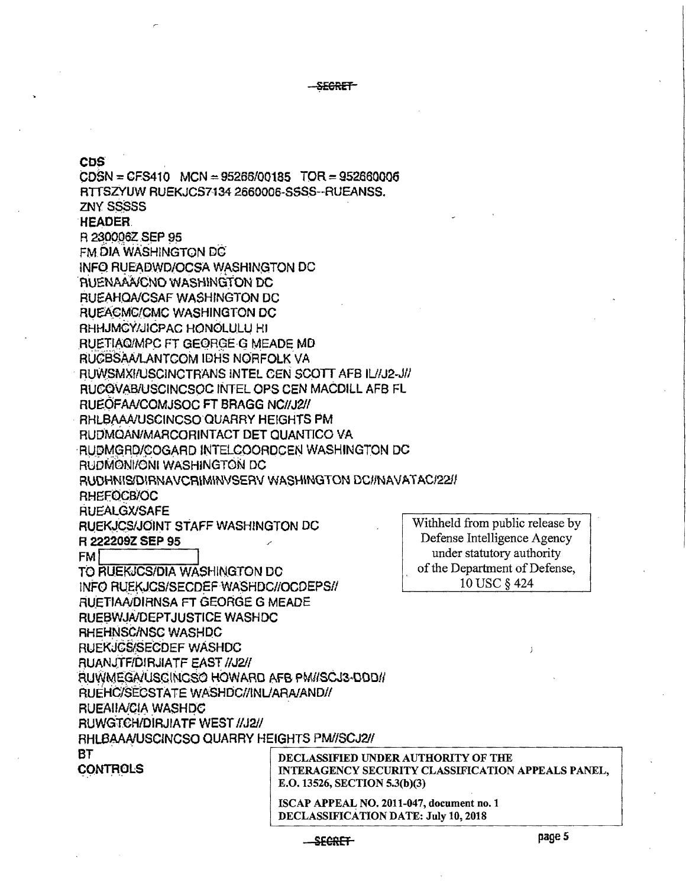SECRET

**CDS**
CDSN = CFS410 MCN = 95266/00185 TOR = 952660006
RTTSZYUW RUEKJCS7134 2660006-SSSS--RUEANSS.
ZNY SSSSS
**HEADER**
R 230006Z SEP 95
FM DIA WASHINGTON DC
INFO RUEADWD/OCSA WASHINGTON DC
RUENAAA/CNO WASHINGTON DC
RUEAHQA/CSAF WASHINGTON DC
RUEACMC/CMC WASHINGTON DC
RHHJMCY/JICPAC HONOLULU HI
RUETIAQ/MPC FT GEORGE G MEADE MD
RUCBSAA/LANTCOM IDHS NORFOLK VA
RUWSMXI/USCINCTRANS INTEL CEN SCOTT AFB IL//J2-J//
RUCQVAB/USCINCSOC INTEL OPS CEN MACDILL AFB FL
RUEOFAA/COMJSOC FT BRAGG NC//J2//
RHLBAAA/USCINCSO QUARRY HEIGHTS PM
RUDMQAN/MARCORINTACT DET QUANTICO VA
RUDMGRD/COGARD INTELCOORDCEN WASHINGTON DC
RUDMONI/ONI WASHINGTON DC
RUDHNIS/DIRNAVCRIMINVSERV WASHINGTON DC//NAVATAC/22//
RHEFOCB/OC
RUEALGX/SAFE
RUEKJCS/JOINT STAFF WASHINGTON DC
**R 222209Z SEP 95**
FM [ ]
TO RUEKJCS/DIA WASHINGTON DC
INFO RUEKJCS/SECDEF WASHDC//OCDEPS//
RUETIAA/DIRNSA FT GEORGE G MEADE
RUEBWJA/DEPTJUSTICE WASHDC
RHEHNSC/NSC WASHDC
RUEKJCS/SECDEF WASHDC
RUANJTF/DIRJIATF EAST //J2//
RUWMEGA/USCINCSO HOWARD AFB PM//SCJ3-DDD//
RUEHC/SECSTATE WASHDC//INL/ARA/AND//
RUEAIIA/CIA WASHDC
RUWGTCH/DIRJIATF WEST //J2//
RHLBAAA/USCINCSO QUARRY HEIGHTS PM//SCJ2//
BT
**CONTROLS**

Withheld from public release by Defense Intelligence Agency under statutory authority of the Department of Defense, 10 USC § 424

**DECLASSIFIED UNDER AUTHORITY OF THE INTERAGENCY SECURITY CLASSIFICATION APPEALS PANEL, E.O. 13526, SECTION 5.3(b)(3)**

**ISCAP APPEAL NO. 2011-047, document no. 1**
**DECLASSIFICATION DATE: July 10, 2018**

SECRET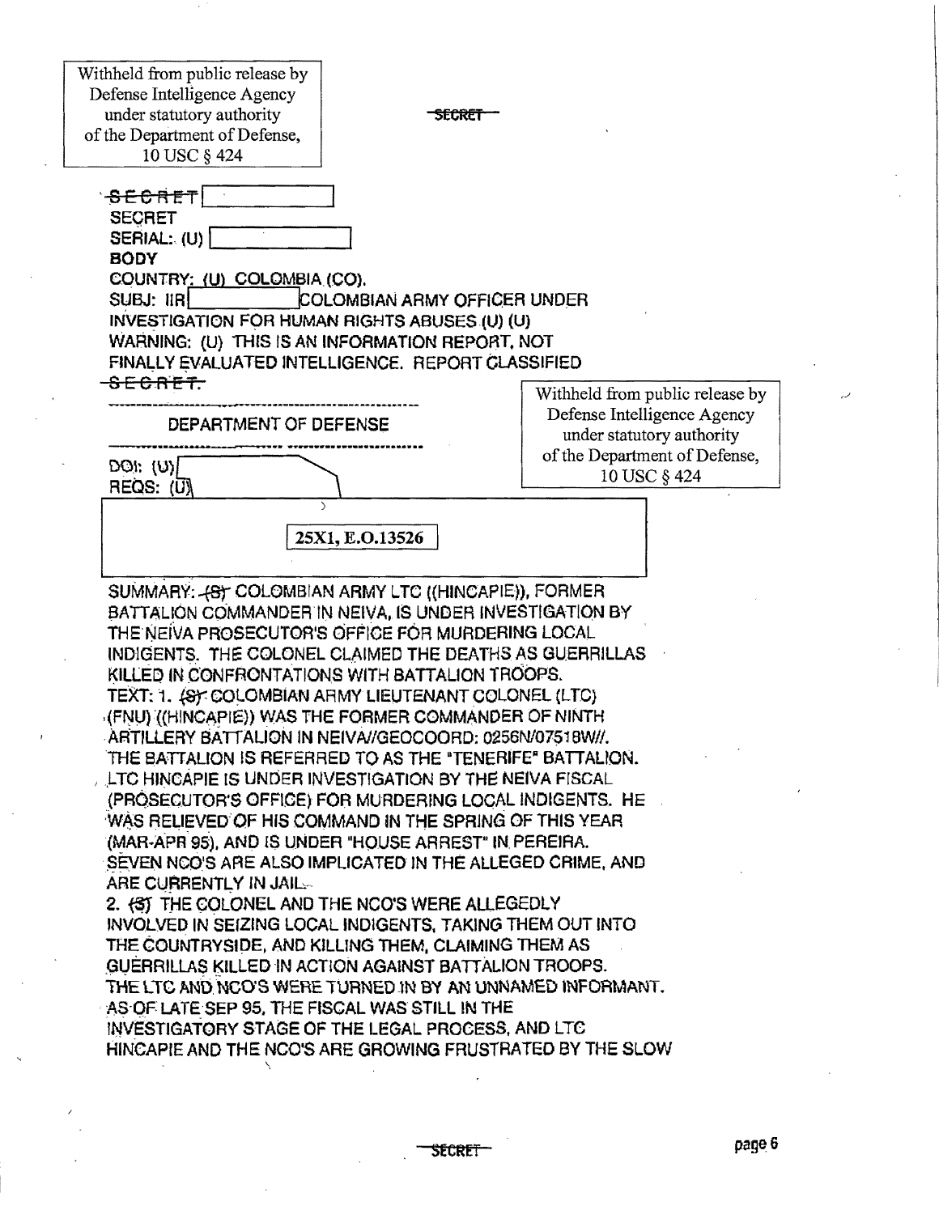Withheld from public release by Defense Intelligence Agency under statutory authority of the Department of Defense, 10 USC § 424

SECRET

~~SECRET~~ [ ]

SECRET

SERIAL: (U) [ ]

**BODY**

COUNTRY: (U) COLOMBIA (CO).

SUBJ: IIR [ ] COLOMBIAN ARMY OFFICER UNDER INVESTIGATION FOR HUMAN RIGHTS ABUSES (U) (U)

WARNING: (U) THIS IS AN INFORMATION REPORT, NOT FINALLY EVALUATED INTELLIGENCE. REPORT CLASSIFIED ~~SECRET.~~

---

DEPARTMENT OF DEFENSE

---

Withheld from public release by Defense Intelligence Agency under statutory authority of the Department of Defense, 10 USC § 424

DOI: (U) [ ]

REQS: (U) [ ]

25X1, E.O.13526

SUMMARY: ~~(S)~~ COLOMBIAN ARMY LTC ((HINCAPIE)), FORMER BATTALION COMMANDER IN NEIVA, IS UNDER INVESTIGATION BY THE NEIVA PROSECUTOR'S OFFICE FOR MURDERING LOCAL INDIGENTS. THE COLONEL CLAIMED THE DEATHS AS GUERRILLAS KILLED IN CONFRONTATIONS WITH BATTALION TROOPS.

TEXT: 1. ~~(S)~~ COLOMBIAN ARMY LIEUTENANT COLONEL (LTC) (FNU) ((HINCAPIE)) WAS THE FORMER COMMANDER OF NINTH ARTILLERY BATTALION IN NEIVA//GEOCOORD: 0256N/07518W//. THE BATTALION IS REFERRED TO AS THE "TENERIFE" BATTALION. LTC HINCAPIE IS UNDER INVESTIGATION BY THE NEIVA FISCAL (PROSECUTOR'S OFFICE) FOR MURDERING LOCAL INDIGENTS. HE WAS RELIEVED OF HIS COMMAND IN THE SPRING OF THIS YEAR (MAR-APR 95), AND IS UNDER "HOUSE ARREST" IN PEREIRA. SEVEN NCO'S ARE ALSO IMPLICATED IN THE ALLEGED CRIME, AND ARE CURRENTLY IN JAIL.

2. ~~(S)~~ THE COLONEL AND THE NCO'S WERE ALLEGEDLY INVOLVED IN SEIZING LOCAL INDIGENTS, TAKING THEM OUT INTO THE COUNTRYSIDE, AND KILLING THEM, CLAIMING THEM AS GUERRILLAS KILLED IN ACTION AGAINST BATTALION TROOPS. THE LTC AND NCO'S WERE TURNED IN BY AN UNNAMED INFORMANT. AS OF LATE SEP 95, THE FISCAL WAS STILL IN THE INVESTIGATORY STAGE OF THE LEGAL PROCESS, AND LTC HINCAPIE AND THE NCO'S ARE GROWING FRUSTRATED BY THE SLOW

SECRET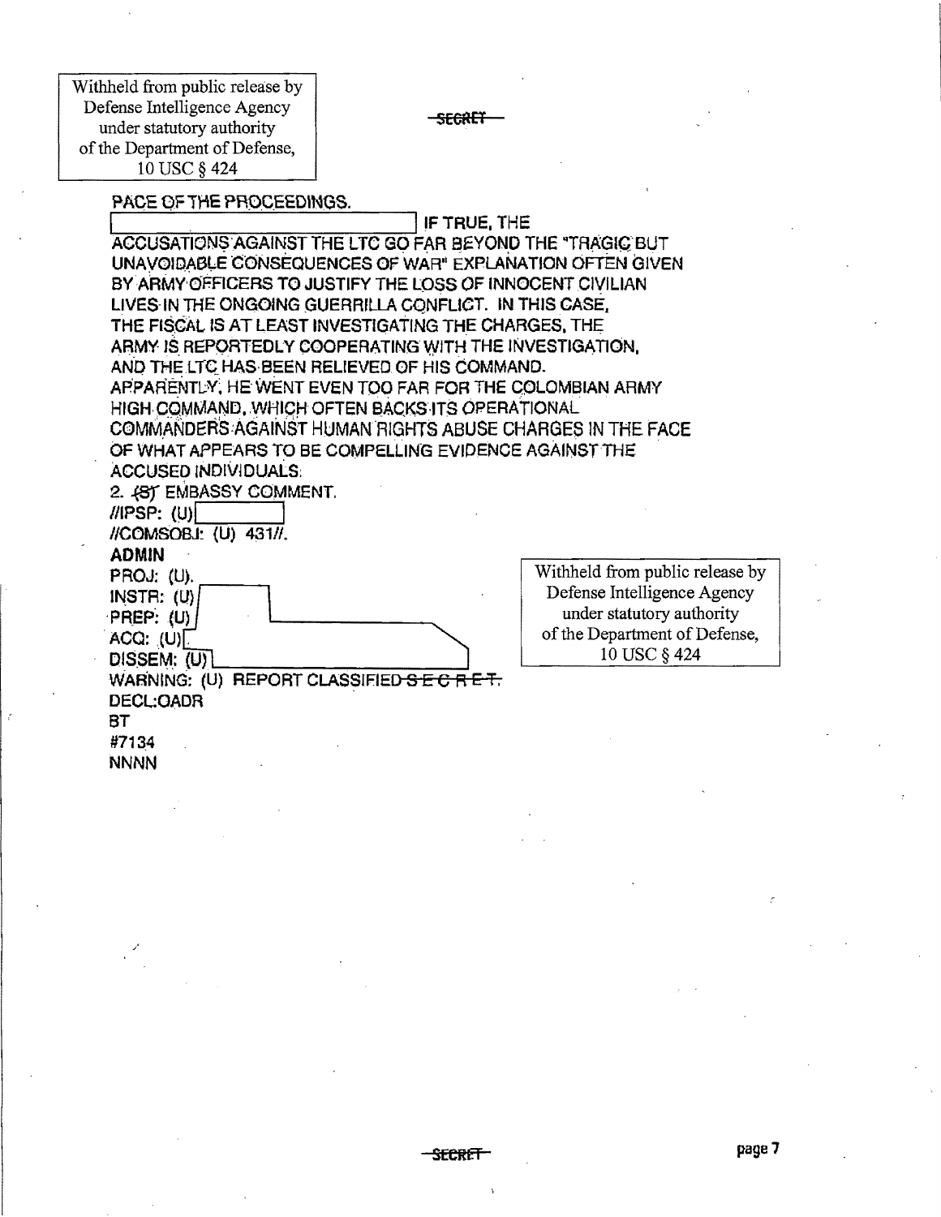Withheld from public release by Defense Intelligence Agency under statutory authority of the Department of Defense, 10 USC § 424

SECRET

PACE OF THE PROCEEDINGS.

[REDACTED] IF TRUE, THE ACCUSATIONS AGAINST THE LTC GO FAR BEYOND THE "TRAGIC BUT UNAVOIDABLE CONSEQUENCES OF WAR" EXPLANATION OFTEN GIVEN BY ARMY OFFICERS TO JUSTIFY THE LOSS OF INNOCENT CIVILIAN LIVES IN THE ONGOING GUERRILLA CONFLICT. IN THIS CASE, THE FISCAL IS AT LEAST INVESTIGATING THE CHARGES, THE ARMY IS REPORTEDLY COOPERATING WITH THE INVESTIGATION, AND THE LTC HAS BEEN RELIEVED OF HIS COMMAND. APPARENTLY, HE WENT EVEN TOO FAR FOR THE COLOMBIAN ARMY HIGH COMMAND, WHICH OFTEN BACKS ITS OPERATIONAL COMMANDERS AGAINST HUMAN RIGHTS ABUSE CHARGES IN THE FACE OF WHAT APPEARS TO BE COMPELLING EVIDENCE AGAINST THE ACCUSED INDIVIDUALS.

2. (S) EMBASSY COMMENT.

//IPSP: (U) [REDACTED]

//COMSOBJ: (U) 431//.

**ADMIN**

PROJ: (U).

INSTR: (U) [REDACTED]

PREP: (U) [REDACTED]

ACQ: (U) [REDACTED]

DISSEM: (U) [REDACTED]

Withheld from public release by Defense Intelligence Agency under statutory authority of the Department of Defense, 10 USC § 424

WARNING: (U) REPORT CLASSIFIED ~~S E C R E T~~.

DECL:OADR

BT

#7134

NNNN

SECRET